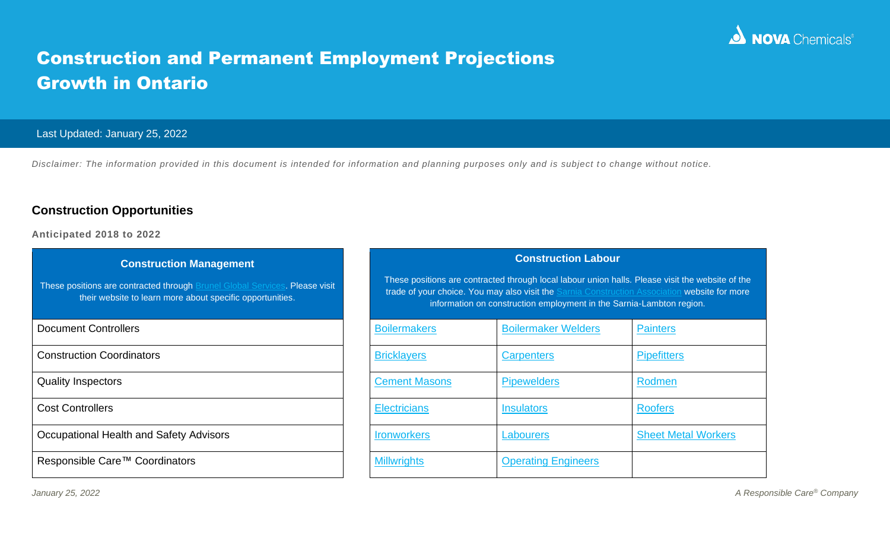# Construction and Permanent Employment Projections Growth in Ontario

Last Updated: January 25, 2022

*Disclaimer: The information provided in this document is intended for information and planning purposes only and is subject to change without notice.*

## Construction Opportunities

**Anticipated 2018 to 2022**

| Construction Management |
|---|
| These positions are contracted through Brunel Global Services. Please visit their website to learn more about specific opportunities. |
| Document Controllers |
| Construction Coordinators |
| Quality Inspectors |
| Cost Controllers |
| Occupational Health and Safety Advisors |
| Responsible Care™ Coordinators |

| Construction Labour | | |
|---|---|---|
| These positions are contracted through local labour union halls. Please visit the website of the trade of your choice. You may also visit the Sarnia Construction Association website for more information on construction employment in the Sarnia-Lambton region. | | |
| Boilermakers | Boilermaker Welders | Painters |
| Bricklayers | Carpenters | Pipefitters |
| Cement Masons | Pipewelders | Rodmen |
| Electricians | Insulators | Roofers |
| Ironworkers | Labourers | Sheet Metal Workers |
| Millwrights | Operating Engineers | |

*January 25, 2022*

*A Responsible Care® Company*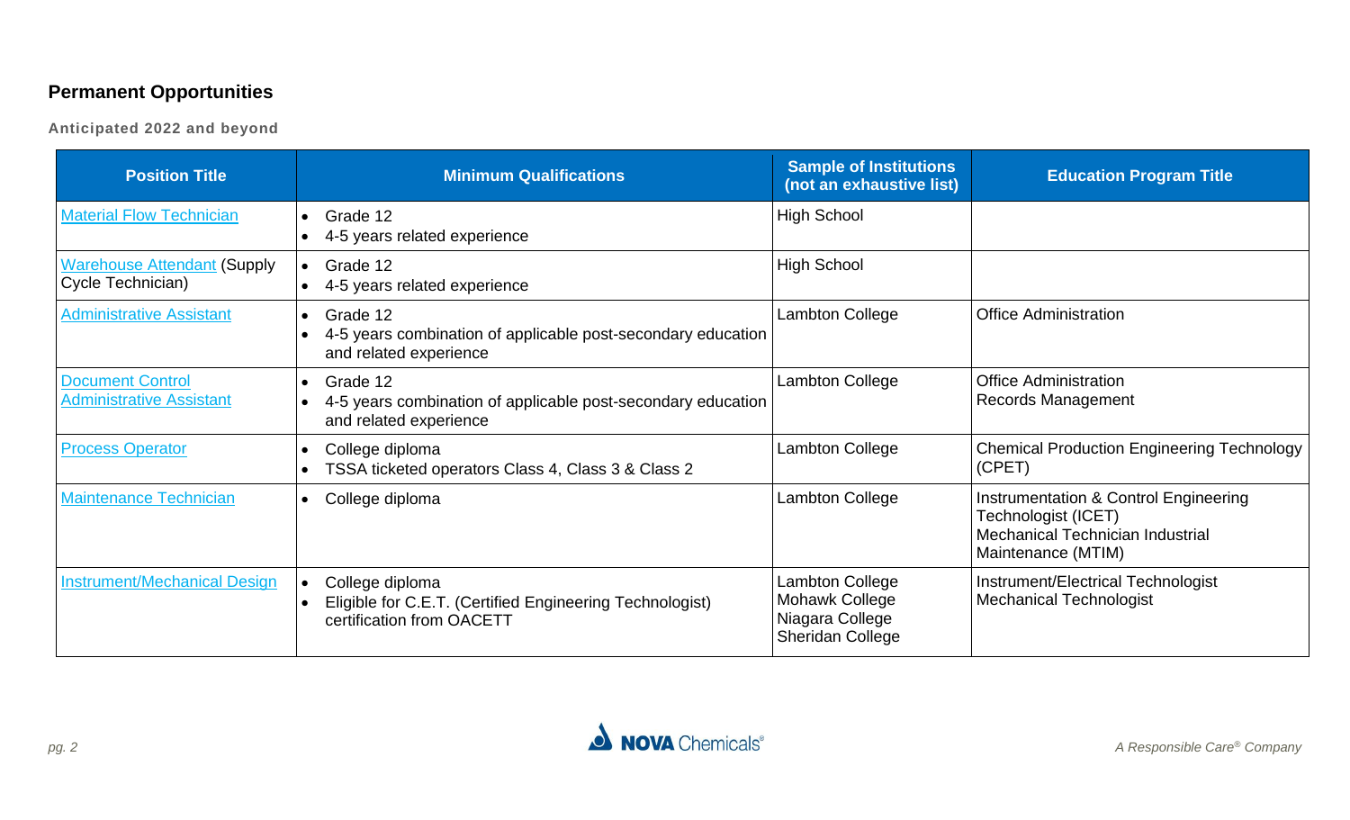## Permanent Opportunities

**Anticipated 2022 and beyond**

| Position Title | Minimum Qualifications | Sample of Institutions (not an exhaustive list) | Education Program Title |
|---|---|---|---|
| Material Flow Technician | • Grade 12<br>• 4-5 years related experience | High School | |
| Warehouse Attendant (Supply Cycle Technician) | • Grade 12<br>• 4-5 years related experience | High School | |
| Administrative Assistant | • Grade 12<br>• 4-5 years combination of applicable post-secondary education and related experience | Lambton College | Office Administration |
| Document Control Administrative Assistant | • Grade 12<br>• 4-5 years combination of applicable post-secondary education and related experience | Lambton College | Office Administration<br>Records Management |
| Process Operator | • College diploma<br>• TSSA ticketed operators Class 4, Class 3 & Class 2 | Lambton College | Chemical Production Engineering Technology (CPET) |
| Maintenance Technician | • College diploma | Lambton College | Instrumentation & Control Engineering Technologist (ICET)<br>Mechanical Technician Industrial Maintenance (MTIM) |
| Instrument/Mechanical Design | • College diploma<br>• Eligible for C.E.T. (Certified Engineering Technologist) certification from OACETT | Lambton College<br>Mohawk College<br>Niagara College<br>Sheridan College | Instrument/Electrical Technologist<br>Mechanical Technologist |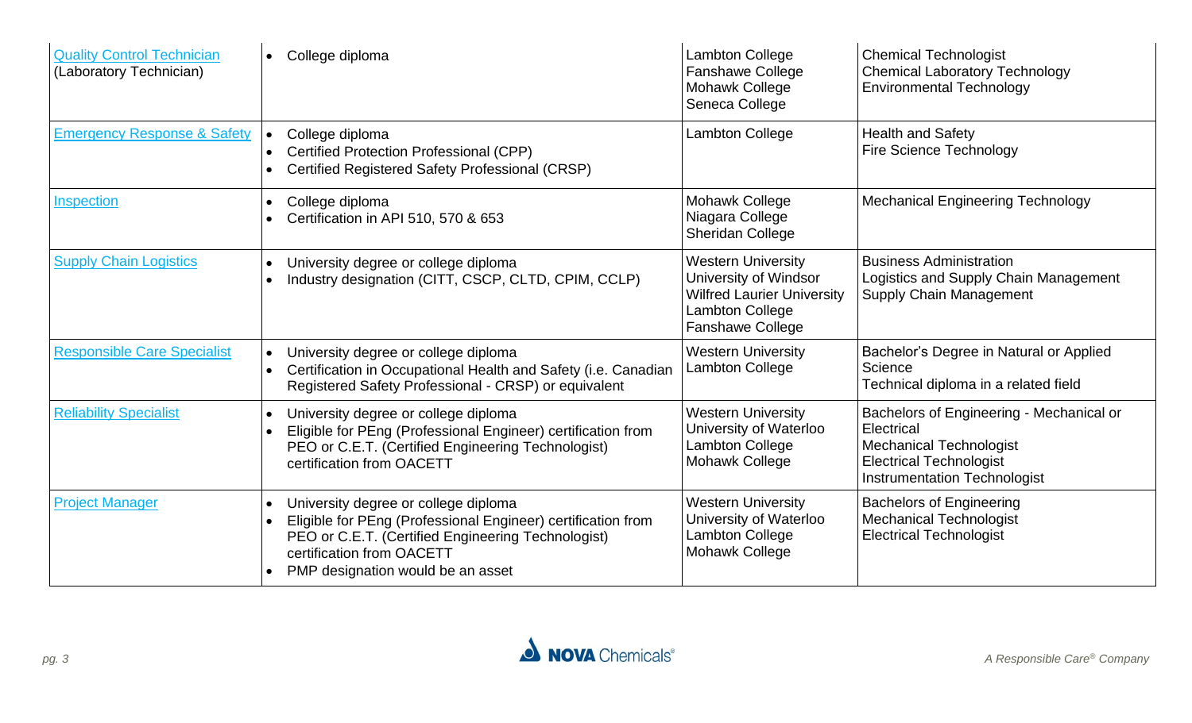| | | | |
|---|---|---|---|
| Quality Control Technician (Laboratory Technician) | • College diploma | Lambton College<br>Fanshawe College<br>Mohawk College<br>Seneca College | Chemical Technologist<br>Chemical Laboratory Technology<br>Environmental Technology |
| Emergency Response & Safety | • College diploma<br>• Certified Protection Professional (CPP)<br>• Certified Registered Safety Professional (CRSP) | Lambton College | Health and Safety<br>Fire Science Technology |
| Inspection | • College diploma<br>• Certification in API 510, 570 & 653 | Mohawk College<br>Niagara College<br>Sheridan College | Mechanical Engineering Technology |
| Supply Chain Logistics | • University degree or college diploma<br>• Industry designation (CITT, CSCP, CLTD, CPIM, CCLP) | Western University<br>University of Windsor<br>Wilfred Laurier University<br>Lambton College<br>Fanshawe College | Business Administration<br>Logistics and Supply Chain Management<br>Supply Chain Management |
| Responsible Care Specialist | • University degree or college diploma<br>• Certification in Occupational Health and Safety (i.e. Canadian Registered Safety Professional - CRSP) or equivalent | Western University<br>Lambton College | Bachelor's Degree in Natural or Applied Science<br>Technical diploma in a related field |
| Reliability Specialist | • University degree or college diploma<br>• Eligible for PEng (Professional Engineer) certification from PEO or C.E.T. (Certified Engineering Technologist) certification from OACETT | Western University<br>University of Waterloo<br>Lambton College<br>Mohawk College | Bachelors of Engineering - Mechanical or Electrical<br>Mechanical Technologist<br>Electrical Technologist<br>Instrumentation Technologist |
| Project Manager | • University degree or college diploma<br>• Eligible for PEng (Professional Engineer) certification from PEO or C.E.T. (Certified Engineering Technologist) certification from OACETT<br>• PMP designation would be an asset | Western University<br>University of Waterloo<br>Lambton College<br>Mohawk College | Bachelors of Engineering<br>Mechanical Technologist<br>Electrical Technologist |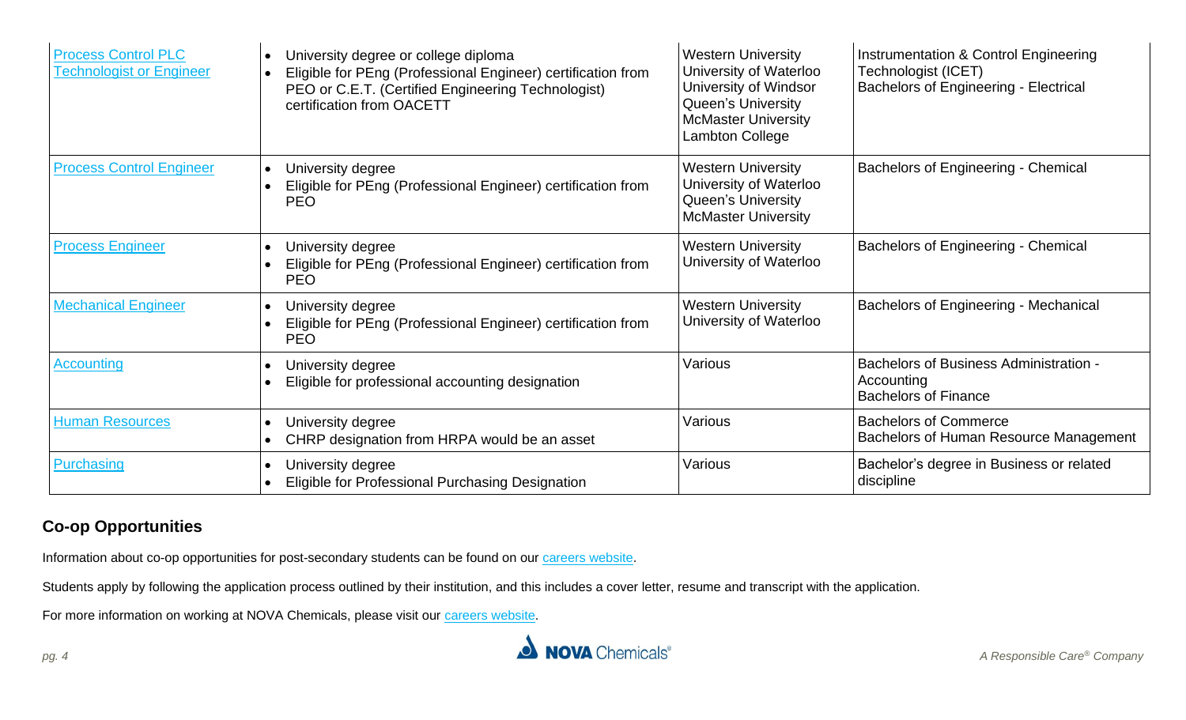| | | | |
|---|---|---|---|
| Process Control PLC Technologist or Engineer | • University degree or college diploma<br>• Eligible for PEng (Professional Engineer) certification from PEO or C.E.T. (Certified Engineering Technologist) certification from OACETT | Western University<br>University of Waterloo<br>University of Windsor<br>Queen's University<br>McMaster University<br>Lambton College | Instrumentation & Control Engineering Technologist (ICET)<br>Bachelors of Engineering - Electrical |
| Process Control Engineer | • University degree<br>• Eligible for PEng (Professional Engineer) certification from PEO | Western University<br>University of Waterloo<br>Queen's University<br>McMaster University | Bachelors of Engineering - Chemical |
| Process Engineer | • University degree<br>• Eligible for PEng (Professional Engineer) certification from PEO | Western University<br>University of Waterloo | Bachelors of Engineering - Chemical |
| Mechanical Engineer | • University degree<br>• Eligible for PEng (Professional Engineer) certification from PEO | Western University<br>University of Waterloo | Bachelors of Engineering - Mechanical |
| Accounting | • University degree<br>• Eligible for professional accounting designation | Various | Bachelors of Business Administration - Accounting<br>Bachelors of Finance |
| Human Resources | • University degree<br>• CHRP designation from HRPA would be an asset | Various | Bachelors of Commerce<br>Bachelors of Human Resource Management |
| Purchasing | • University degree<br>• Eligible for Professional Purchasing Designation | Various | Bachelor's degree in Business or related discipline |

## Co-op Opportunities

Information about co-op opportunities for post-secondary students can be found on our careers website.

Students apply by following the application process outlined by their institution, and this includes a cover letter, resume and transcript with the application.

For more information on working at NOVA Chemicals, please visit our careers website.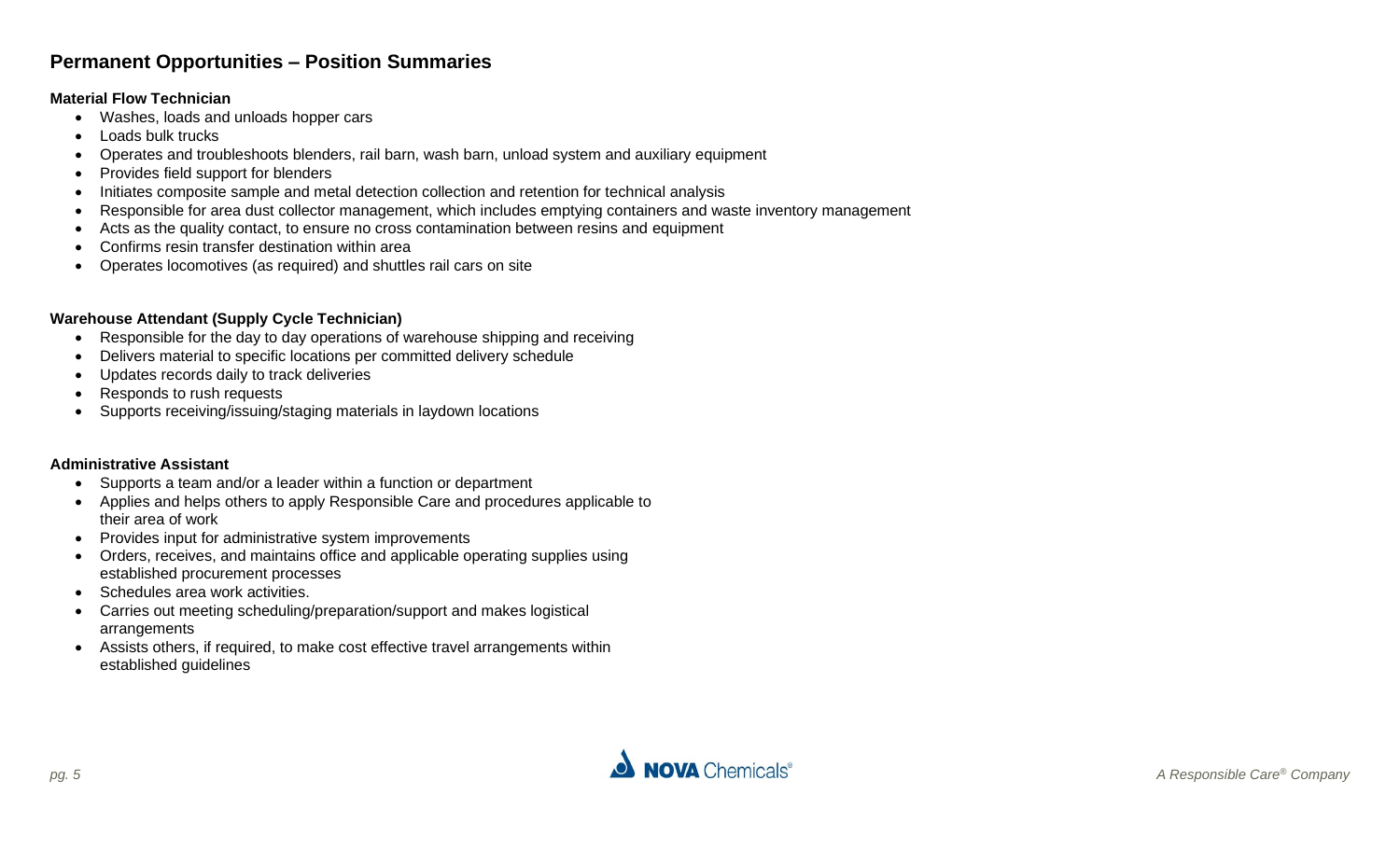## Permanent Opportunities – Position Summaries

### Material Flow Technician

- Washes, loads and unloads hopper cars
- Loads bulk trucks
- Operates and troubleshoots blenders, rail barn, wash barn, unload system and auxiliary equipment
- Provides field support for blenders
- Initiates composite sample and metal detection collection and retention for technical analysis
- Responsible for area dust collector management, which includes emptying containers and waste inventory management
- Acts as the quality contact, to ensure no cross contamination between resins and equipment
- Confirms resin transfer destination within area
- Operates locomotives (as required) and shuttles rail cars on site

### Warehouse Attendant (Supply Cycle Technician)

- Responsible for the day to day operations of warehouse shipping and receiving
- Delivers material to specific locations per committed delivery schedule
- Updates records daily to track deliveries
- Responds to rush requests
- Supports receiving/issuing/staging materials in laydown locations

### Administrative Assistant

- Supports a team and/or a leader within a function or department
- Applies and helps others to apply Responsible Care and procedures applicable to their area of work
- Provides input for administrative system improvements
- Orders, receives, and maintains office and applicable operating supplies using established procurement processes
- Schedules area work activities.
- Carries out meeting scheduling/preparation/support and makes logistical arrangements
- Assists others, if required, to make cost effective travel arrangements within established guidelines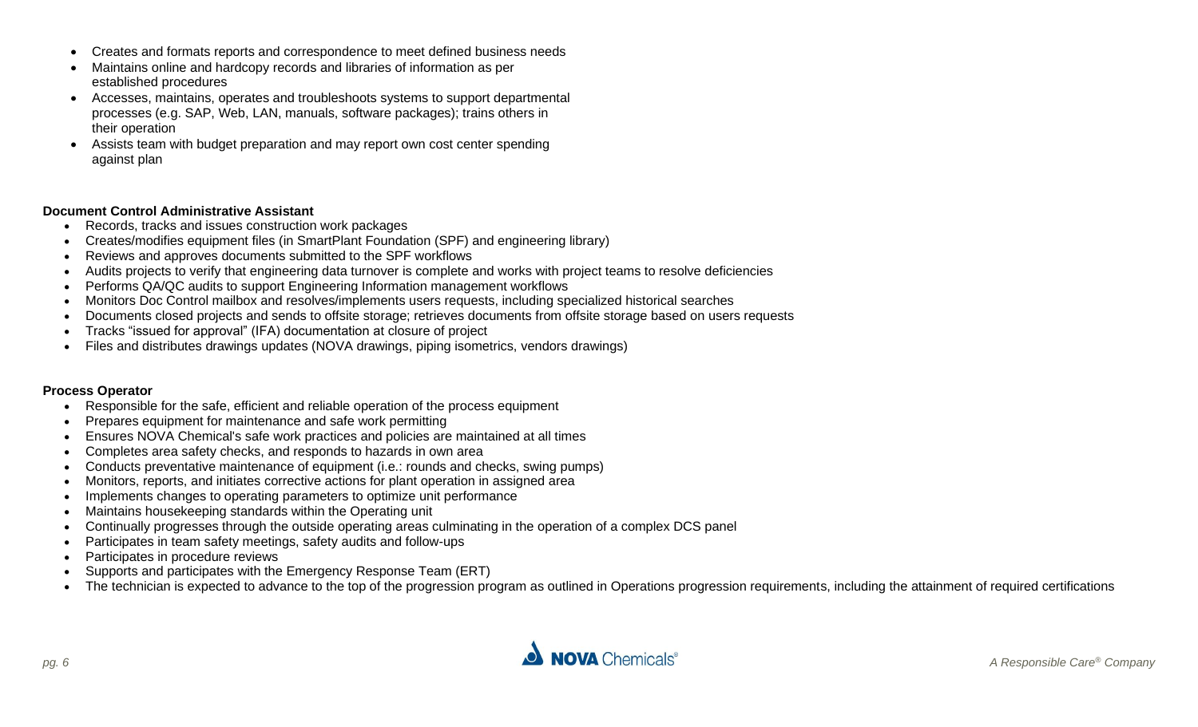- Creates and formats reports and correspondence to meet defined business needs
- Maintains online and hardcopy records and libraries of information as per established procedures
- Accesses, maintains, operates and troubleshoots systems to support departmental processes (e.g. SAP, Web, LAN, manuals, software packages); trains others in their operation
- Assists team with budget preparation and may report own cost center spending against plan

**Document Control Administrative Assistant**

- Records, tracks and issues construction work packages
- Creates/modifies equipment files (in SmartPlant Foundation (SPF) and engineering library)
- Reviews and approves documents submitted to the SPF workflows
- Audits projects to verify that engineering data turnover is complete and works with project teams to resolve deficiencies
- Performs QA/QC audits to support Engineering Information management workflows
- Monitors Doc Control mailbox and resolves/implements users requests, including specialized historical searches
- Documents closed projects and sends to offsite storage; retrieves documents from offsite storage based on users requests
- Tracks "issued for approval" (IFA) documentation at closure of project
- Files and distributes drawings updates (NOVA drawings, piping isometrics, vendors drawings)

**Process Operator**

- Responsible for the safe, efficient and reliable operation of the process equipment
- Prepares equipment for maintenance and safe work permitting
- Ensures NOVA Chemical's safe work practices and policies are maintained at all times
- Completes area safety checks, and responds to hazards in own area
- Conducts preventative maintenance of equipment (i.e.: rounds and checks, swing pumps)
- Monitors, reports, and initiates corrective actions for plant operation in assigned area
- Implements changes to operating parameters to optimize unit performance
- Maintains housekeeping standards within the Operating unit
- Continually progresses through the outside operating areas culminating in the operation of a complex DCS panel
- Participates in team safety meetings, safety audits and follow-ups
- Participates in procedure reviews
- Supports and participates with the Emergency Response Team (ERT)
- The technician is expected to advance to the top of the progression program as outlined in Operations progression requirements, including the attainment of required certifications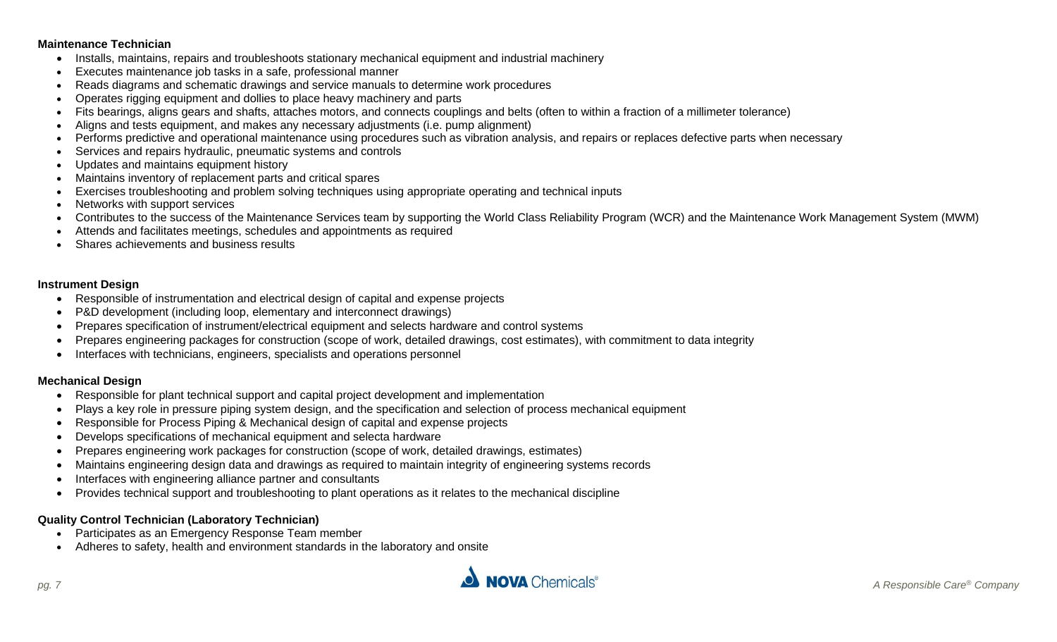**Maintenance Technician**

- Installs, maintains, repairs and troubleshoots stationary mechanical equipment and industrial machinery
- Executes maintenance job tasks in a safe, professional manner
- Reads diagrams and schematic drawings and service manuals to determine work procedures
- Operates rigging equipment and dollies to place heavy machinery and parts
- Fits bearings, aligns gears and shafts, attaches motors, and connects couplings and belts (often to within a fraction of a millimeter tolerance)
- Aligns and tests equipment, and makes any necessary adjustments (i.e. pump alignment)
- Performs predictive and operational maintenance using procedures such as vibration analysis, and repairs or replaces defective parts when necessary
- Services and repairs hydraulic, pneumatic systems and controls
- Updates and maintains equipment history
- Maintains inventory of replacement parts and critical spares
- Exercises troubleshooting and problem solving techniques using appropriate operating and technical inputs
- Networks with support services
- Contributes to the success of the Maintenance Services team by supporting the World Class Reliability Program (WCR) and the Maintenance Work Management System (MWM)
- Attends and facilitates meetings, schedules and appointments as required
- Shares achievements and business results

**Instrument Design**

- Responsible of instrumentation and electrical design of capital and expense projects
- P&D development (including loop, elementary and interconnect drawings)
- Prepares specification of instrument/electrical equipment and selects hardware and control systems
- Prepares engineering packages for construction (scope of work, detailed drawings, cost estimates), with commitment to data integrity
- Interfaces with technicians, engineers, specialists and operations personnel

**Mechanical Design**

- Responsible for plant technical support and capital project development and implementation
- Plays a key role in pressure piping system design, and the specification and selection of process mechanical equipment
- Responsible for Process Piping & Mechanical design of capital and expense projects
- Develops specifications of mechanical equipment and selecta hardware
- Prepares engineering work packages for construction (scope of work, detailed drawings, estimates)
- Maintains engineering design data and drawings as required to maintain integrity of engineering systems records
- Interfaces with engineering alliance partner and consultants
- Provides technical support and troubleshooting to plant operations as it relates to the mechanical discipline

**Quality Control Technician (Laboratory Technician)**

- Participates as an Emergency Response Team member
- Adheres to safety, health and environment standards in the laboratory and onsite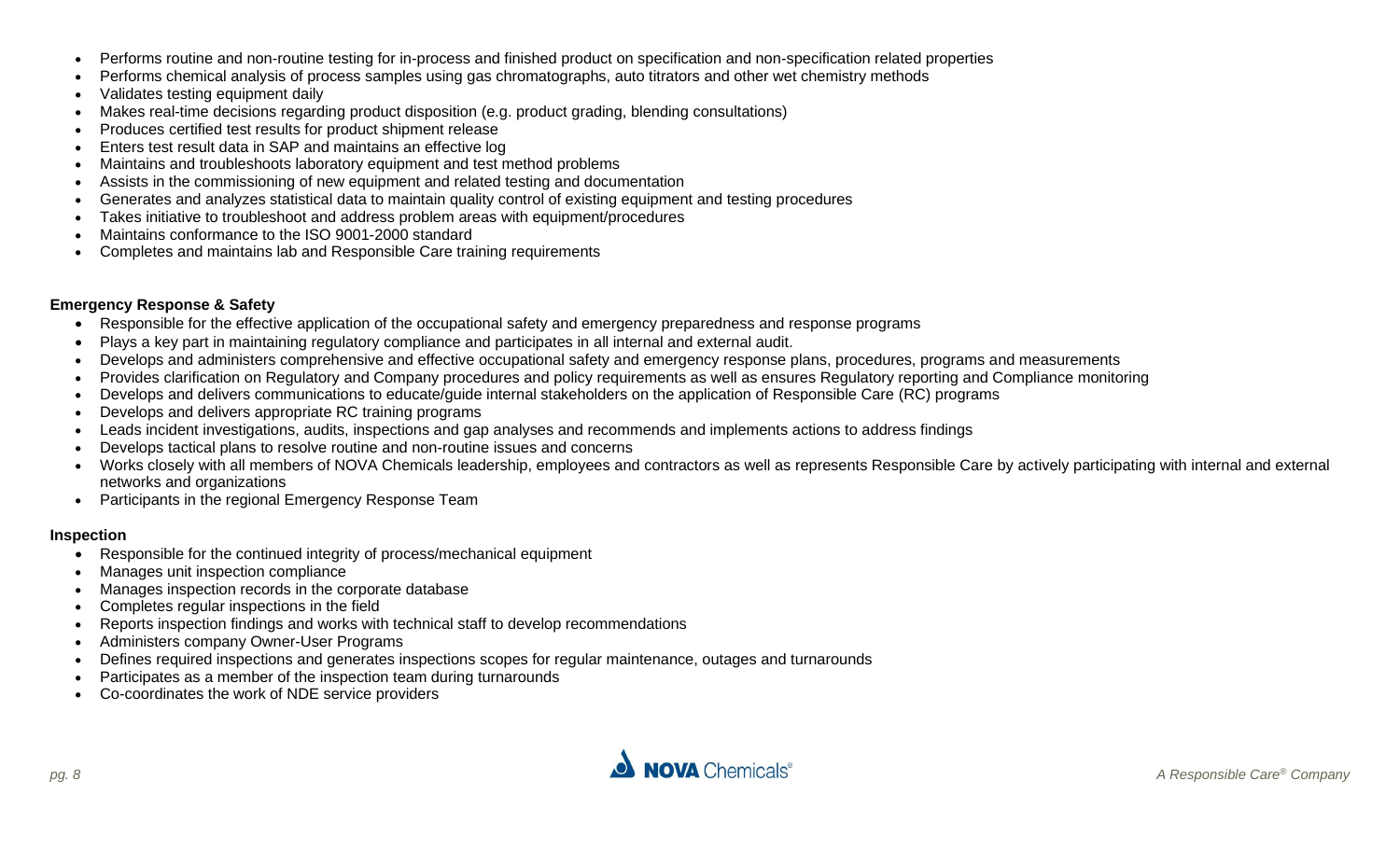- Performs routine and non-routine testing for in-process and finished product on specification and non-specification related properties
- Performs chemical analysis of process samples using gas chromatographs, auto titrators and other wet chemistry methods
- Validates testing equipment daily
- Makes real-time decisions regarding product disposition (e.g. product grading, blending consultations)
- Produces certified test results for product shipment release
- Enters test result data in SAP and maintains an effective log
- Maintains and troubleshoots laboratory equipment and test method problems
- Assists in the commissioning of new equipment and related testing and documentation
- Generates and analyzes statistical data to maintain quality control of existing equipment and testing procedures
- Takes initiative to troubleshoot and address problem areas with equipment/procedures
- Maintains conformance to the ISO 9001-2000 standard
- Completes and maintains lab and Responsible Care training requirements

**Emergency Response & Safety**

- Responsible for the effective application of the occupational safety and emergency preparedness and response programs
- Plays a key part in maintaining regulatory compliance and participates in all internal and external audit.
- Develops and administers comprehensive and effective occupational safety and emergency response plans, procedures, programs and measurements
- Provides clarification on Regulatory and Company procedures and policy requirements as well as ensures Regulatory reporting and Compliance monitoring
- Develops and delivers communications to educate/guide internal stakeholders on the application of Responsible Care (RC) programs
- Develops and delivers appropriate RC training programs
- Leads incident investigations, audits, inspections and gap analyses and recommends and implements actions to address findings
- Develops tactical plans to resolve routine and non-routine issues and concerns
- Works closely with all members of NOVA Chemicals leadership, employees and contractors as well as represents Responsible Care by actively participating with internal and external networks and organizations
- Participants in the regional Emergency Response Team

**Inspection**

- Responsible for the continued integrity of process/mechanical equipment
- Manages unit inspection compliance
- Manages inspection records in the corporate database
- Completes regular inspections in the field
- Reports inspection findings and works with technical staff to develop recommendations
- Administers company Owner-User Programs
- Defines required inspections and generates inspections scopes for regular maintenance, outages and turnarounds
- Participates as a member of the inspection team during turnarounds
- Co-coordinates the work of NDE service providers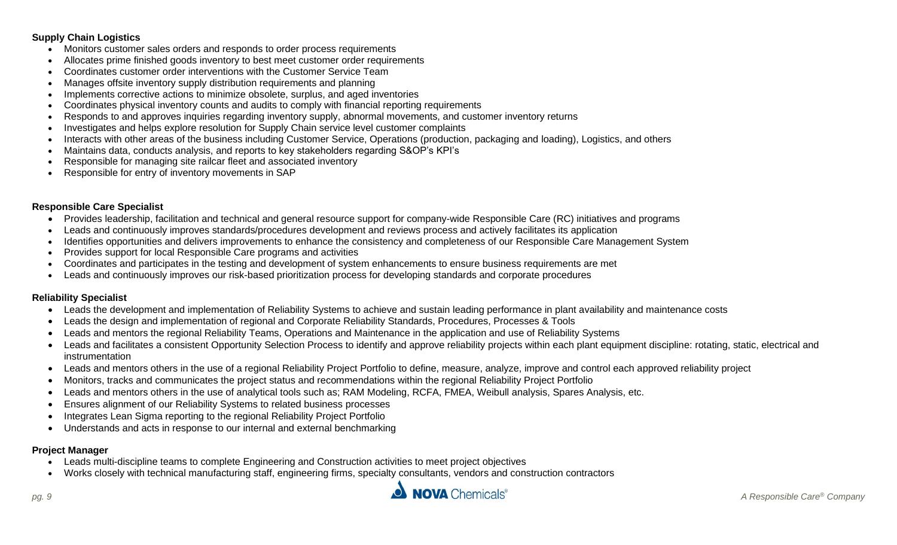**Supply Chain Logistics**

- Monitors customer sales orders and responds to order process requirements
- Allocates prime finished goods inventory to best meet customer order requirements
- Coordinates customer order interventions with the Customer Service Team
- Manages offsite inventory supply distribution requirements and planning
- Implements corrective actions to minimize obsolete, surplus, and aged inventories
- Coordinates physical inventory counts and audits to comply with financial reporting requirements
- Responds to and approves inquiries regarding inventory supply, abnormal movements, and customer inventory returns
- Investigates and helps explore resolution for Supply Chain service level customer complaints
- Interacts with other areas of the business including Customer Service, Operations (production, packaging and loading), Logistics, and others
- Maintains data, conducts analysis, and reports to key stakeholders regarding S&OP's KPI's
- Responsible for managing site railcar fleet and associated inventory
- Responsible for entry of inventory movements in SAP

**Responsible Care Specialist**

- Provides leadership, facilitation and technical and general resource support for company-wide Responsible Care (RC) initiatives and programs
- Leads and continuously improves standards/procedures development and reviews process and actively facilitates its application
- Identifies opportunities and delivers improvements to enhance the consistency and completeness of our Responsible Care Management System
- Provides support for local Responsible Care programs and activities
- Coordinates and participates in the testing and development of system enhancements to ensure business requirements are met
- Leads and continuously improves our risk-based prioritization process for developing standards and corporate procedures

**Reliability Specialist**

- Leads the development and implementation of Reliability Systems to achieve and sustain leading performance in plant availability and maintenance costs
- Leads the design and implementation of regional and Corporate Reliability Standards, Procedures, Processes & Tools
- Leads and mentors the regional Reliability Teams, Operations and Maintenance in the application and use of Reliability Systems
- Leads and facilitates a consistent Opportunity Selection Process to identify and approve reliability projects within each plant equipment discipline: rotating, static, electrical and instrumentation
- Leads and mentors others in the use of a regional Reliability Project Portfolio to define, measure, analyze, improve and control each approved reliability project
- Monitors, tracks and communicates the project status and recommendations within the regional Reliability Project Portfolio
- Leads and mentors others in the use of analytical tools such as; RAM Modeling, RCFA, FMEA, Weibull analysis, Spares Analysis, etc.
- Ensures alignment of our Reliability Systems to related business processes
- Integrates Lean Sigma reporting to the regional Reliability Project Portfolio
- Understands and acts in response to our internal and external benchmarking

**Project Manager**

- Leads multi-discipline teams to complete Engineering and Construction activities to meet project objectives
- Works closely with technical manufacturing staff, engineering firms, specialty consultants, vendors and construction contractors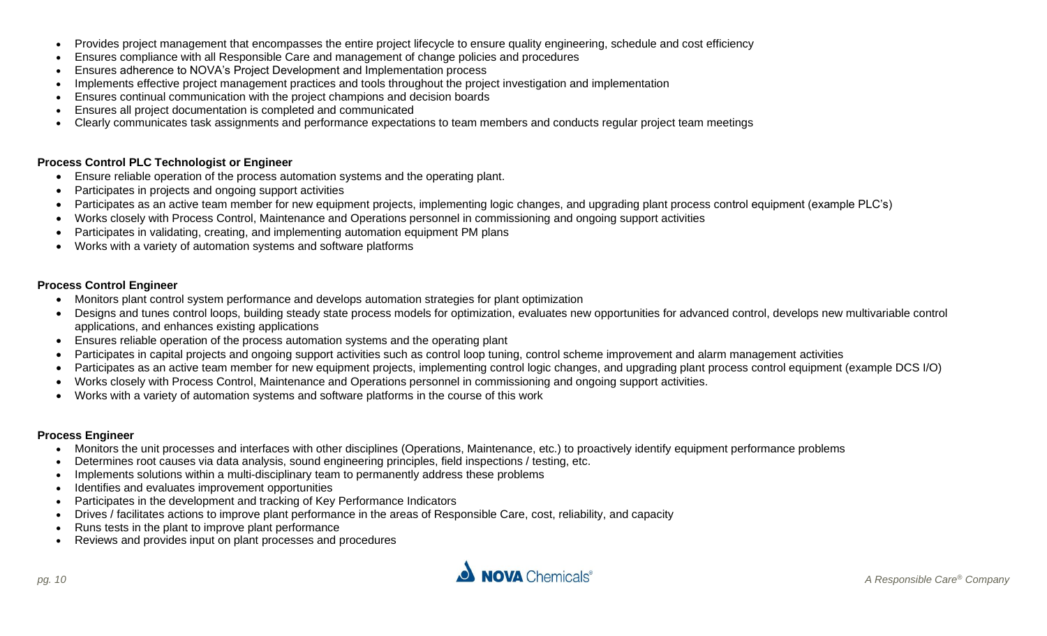- Provides project management that encompasses the entire project lifecycle to ensure quality engineering, schedule and cost efficiency
- Ensures compliance with all Responsible Care and management of change policies and procedures
- Ensures adherence to NOVA's Project Development and Implementation process
- Implements effective project management practices and tools throughout the project investigation and implementation
- Ensures continual communication with the project champions and decision boards
- Ensures all project documentation is completed and communicated
- Clearly communicates task assignments and performance expectations to team members and conducts regular project team meetings

**Process Control PLC Technologist or Engineer**

- Ensure reliable operation of the process automation systems and the operating plant.
- Participates in projects and ongoing support activities
- Participates as an active team member for new equipment projects, implementing logic changes, and upgrading plant process control equipment (example PLC's)
- Works closely with Process Control, Maintenance and Operations personnel in commissioning and ongoing support activities
- Participates in validating, creating, and implementing automation equipment PM plans
- Works with a variety of automation systems and software platforms

**Process Control Engineer**

- Monitors plant control system performance and develops automation strategies for plant optimization
- Designs and tunes control loops, building steady state process models for optimization, evaluates new opportunities for advanced control, develops new multivariable control applications, and enhances existing applications
- Ensures reliable operation of the process automation systems and the operating plant
- Participates in capital projects and ongoing support activities such as control loop tuning, control scheme improvement and alarm management activities
- Participates as an active team member for new equipment projects, implementing control logic changes, and upgrading plant process control equipment (example DCS I/O)
- Works closely with Process Control, Maintenance and Operations personnel in commissioning and ongoing support activities.
- Works with a variety of automation systems and software platforms in the course of this work

**Process Engineer**

- Monitors the unit processes and interfaces with other disciplines (Operations, Maintenance, etc.) to proactively identify equipment performance problems
- Determines root causes via data analysis, sound engineering principles, field inspections / testing, etc.
- Implements solutions within a multi-disciplinary team to permanently address these problems
- Identifies and evaluates improvement opportunities
- Participates in the development and tracking of Key Performance Indicators
- Drives / facilitates actions to improve plant performance in the areas of Responsible Care, cost, reliability, and capacity
- Runs tests in the plant to improve plant performance
- Reviews and provides input on plant processes and procedures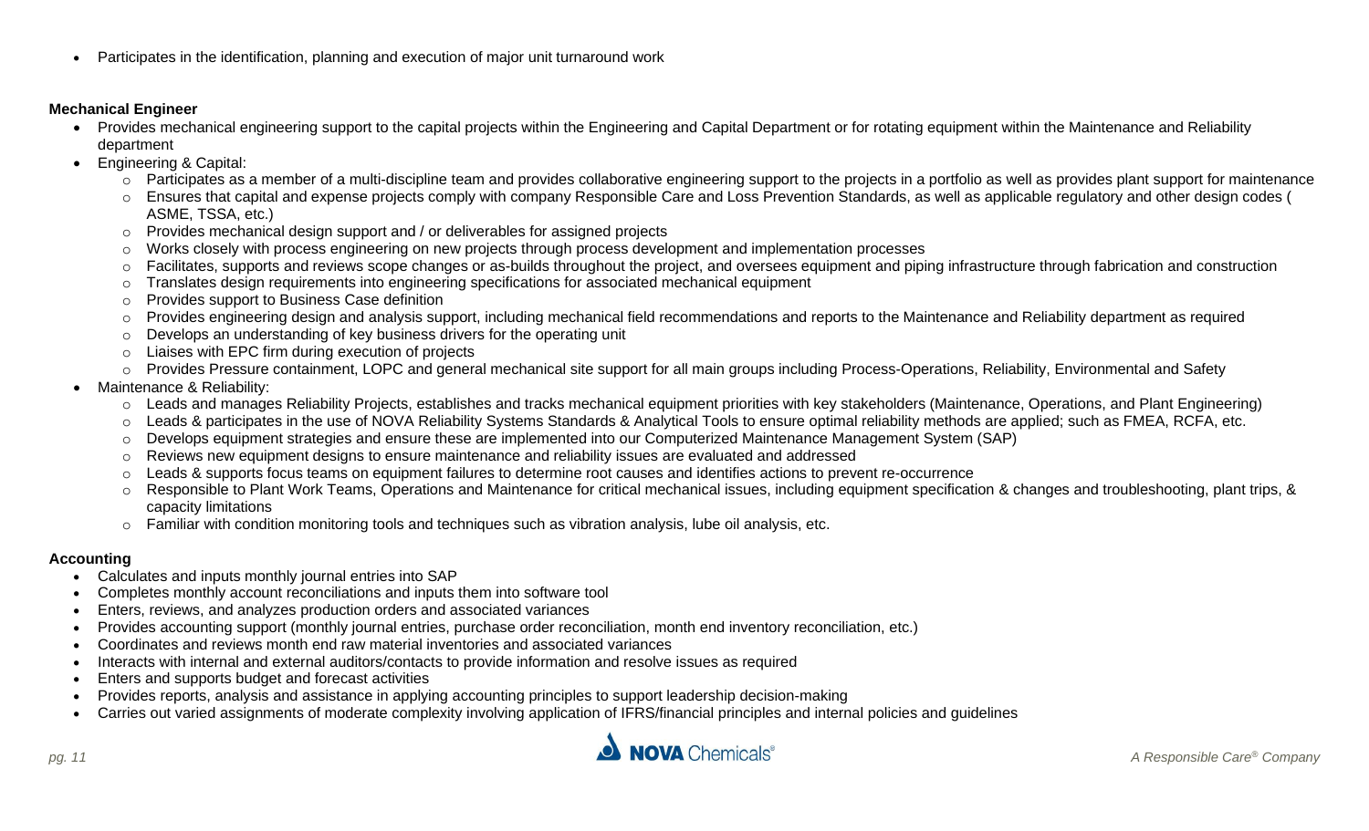- Participates in the identification, planning and execution of major unit turnaround work

**Mechanical Engineer**

- Provides mechanical engineering support to the capital projects within the Engineering and Capital Department or for rotating equipment within the Maintenance and Reliability department
- Engineering & Capital:
  - Participates as a member of a multi-discipline team and provides collaborative engineering support to the projects in a portfolio as well as provides plant support for maintenance
  - Ensures that capital and expense projects comply with company Responsible Care and Loss Prevention Standards, as well as applicable regulatory and other design codes ( ASME, TSSA, etc.)
  - Provides mechanical design support and / or deliverables for assigned projects
  - Works closely with process engineering on new projects through process development and implementation processes
  - Facilitates, supports and reviews scope changes or as-builds throughout the project, and oversees equipment and piping infrastructure through fabrication and construction
  - Translates design requirements into engineering specifications for associated mechanical equipment
  - Provides support to Business Case definition
  - Provides engineering design and analysis support, including mechanical field recommendations and reports to the Maintenance and Reliability department as required
  - Develops an understanding of key business drivers for the operating unit
  - Liaises with EPC firm during execution of projects
  - Provides Pressure containment, LOPC and general mechanical site support for all main groups including Process-Operations, Reliability, Environmental and Safety
- Maintenance & Reliability:
  - Leads and manages Reliability Projects, establishes and tracks mechanical equipment priorities with key stakeholders (Maintenance, Operations, and Plant Engineering)
  - Leads & participates in the use of NOVA Reliability Systems Standards & Analytical Tools to ensure optimal reliability methods are applied; such as FMEA, RCFA, etc.
  - Develops equipment strategies and ensure these are implemented into our Computerized Maintenance Management System (SAP)
  - Reviews new equipment designs to ensure maintenance and reliability issues are evaluated and addressed
  - Leads & supports focus teams on equipment failures to determine root causes and identifies actions to prevent re-occurrence
  - Responsible to Plant Work Teams, Operations and Maintenance for critical mechanical issues, including equipment specification & changes and troubleshooting, plant trips, & capacity limitations
  - Familiar with condition monitoring tools and techniques such as vibration analysis, lube oil analysis, etc.

**Accounting**

- Calculates and inputs monthly journal entries into SAP
- Completes monthly account reconciliations and inputs them into software tool
- Enters, reviews, and analyzes production orders and associated variances
- Provides accounting support (monthly journal entries, purchase order reconciliation, month end inventory reconciliation, etc.)
- Coordinates and reviews month end raw material inventories and associated variances
- Interacts with internal and external auditors/contacts to provide information and resolve issues as required
- Enters and supports budget and forecast activities
- Provides reports, analysis and assistance in applying accounting principles to support leadership decision-making
- Carries out varied assignments of moderate complexity involving application of IFRS/financial principles and internal policies and guidelines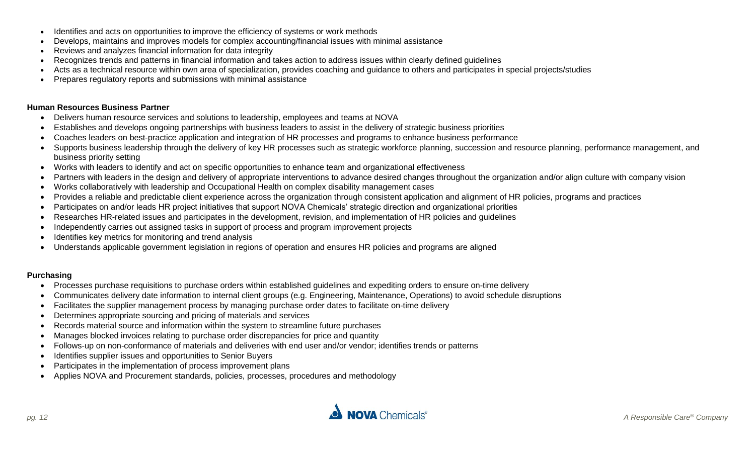- Identifies and acts on opportunities to improve the efficiency of systems or work methods
- Develops, maintains and improves models for complex accounting/financial issues with minimal assistance
- Reviews and analyzes financial information for data integrity
- Recognizes trends and patterns in financial information and takes action to address issues within clearly defined guidelines
- Acts as a technical resource within own area of specialization, provides coaching and guidance to others and participates in special projects/studies
- Prepares regulatory reports and submissions with minimal assistance

**Human Resources Business Partner**

- Delivers human resource services and solutions to leadership, employees and teams at NOVA
- Establishes and develops ongoing partnerships with business leaders to assist in the delivery of strategic business priorities
- Coaches leaders on best-practice application and integration of HR processes and programs to enhance business performance
- Supports business leadership through the delivery of key HR processes such as strategic workforce planning, succession and resource planning, performance management, and business priority setting
- Works with leaders to identify and act on specific opportunities to enhance team and organizational effectiveness
- Partners with leaders in the design and delivery of appropriate interventions to advance desired changes throughout the organization and/or align culture with company vision
- Works collaboratively with leadership and Occupational Health on complex disability management cases
- Provides a reliable and predictable client experience across the organization through consistent application and alignment of HR policies, programs and practices
- Participates on and/or leads HR project initiatives that support NOVA Chemicals' strategic direction and organizational priorities
- Researches HR-related issues and participates in the development, revision, and implementation of HR policies and guidelines
- Independently carries out assigned tasks in support of process and program improvement projects
- Identifies key metrics for monitoring and trend analysis
- Understands applicable government legislation in regions of operation and ensures HR policies and programs are aligned

**Purchasing**

- Processes purchase requisitions to purchase orders within established guidelines and expediting orders to ensure on-time delivery
- Communicates delivery date information to internal client groups (e.g. Engineering, Maintenance, Operations) to avoid schedule disruptions
- Facilitates the supplier management process by managing purchase order dates to facilitate on-time delivery
- Determines appropriate sourcing and pricing of materials and services
- Records material source and information within the system to streamline future purchases
- Manages blocked invoices relating to purchase order discrepancies for price and quantity
- Follows-up on non-conformance of materials and deliveries with end user and/or vendor; identifies trends or patterns
- Identifies supplier issues and opportunities to Senior Buyers
- Participates in the implementation of process improvement plans
- Applies NOVA and Procurement standards, policies, processes, procedures and methodology